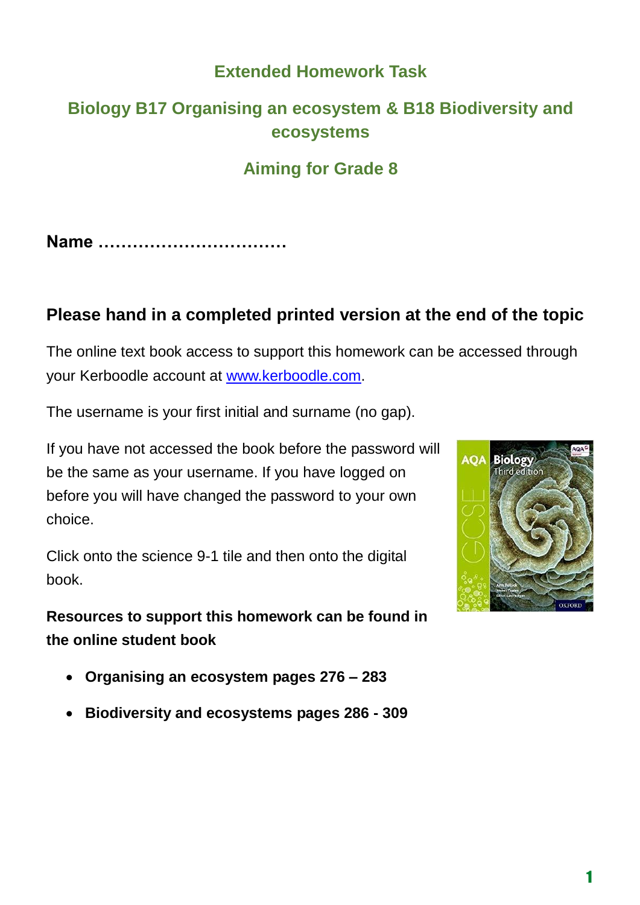# Extended Homework Task

## Biology B17 Organising an ecosystem & B18 Biodiversity and ecosystems

## Aiming for Grade 8

**Name ……………………………**

### Please hand in a completed printed version at the end of the topic

The online text book access to support this homework can be accessed through your Kerboodle account at www.kerboodle.com.

The username is your first initial and surname (no gap).

If you have not accessed the book before the password will be the same as your username. If you have logged on before you will have changed the password to your own choice.

Click onto the science 9-1 tile and then onto the digital book.

**Resources to support this homework can be found in the online student book**

- **Organising an ecosystem pages 276 – 283**
- **Biodiversity and ecosystems pages 286 - 309**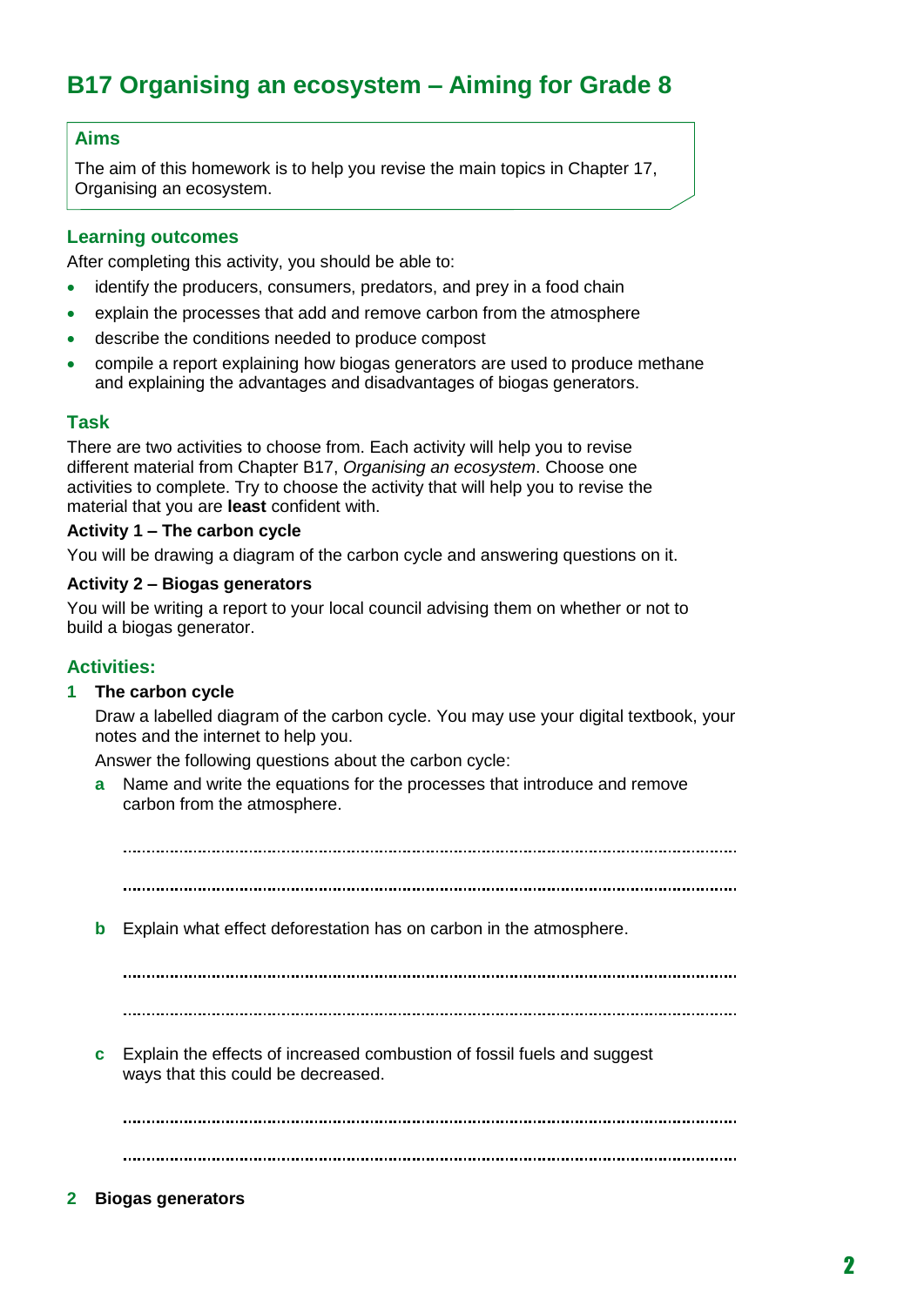# B17 Organising an ecosystem – Aiming for Grade 8

## Aims

The aim of this homework is to help you revise the main topics in Chapter 17, Organising an ecosystem.

## Learning outcomes

After completing this activity, you should be able to:

- identify the producers, consumers, predators, and prey in a food chain
- explain the processes that add and remove carbon from the atmosphere
- describe the conditions needed to produce compost
- compile a report explaining how biogas generators are used to produce methane and explaining the advantages and disadvantages of biogas generators.

## Task

There are two activities to choose from. Each activity will help you to revise different material from Chapter B17, *Organising an ecosystem*. Choose one activities to complete. Try to choose the activity that will help you to revise the material that you are **least** confident with.

**Activity 1 – The carbon cycle**

You will be drawing a diagram of the carbon cycle and answering questions on it.

**Activity 2 – Biogas generators**

You will be writing a report to your local council advising them on whether or not to build a biogas generator.

## Activities:

**1 The carbon cycle**

Draw a labelled diagram of the carbon cycle. You may use your digital textbook, your notes and the internet to help you.

Answer the following questions about the carbon cycle:

**a** Name and write the equations for the processes that introduce and remove carbon from the atmosphere.

..............................................................................................................................

..............................................................................................................................

**b** Explain what effect deforestation has on carbon in the atmosphere.

..............................................................................................................................

..............................................................................................................................

**c** Explain the effects of increased combustion of fossil fuels and suggest ways that this could be decreased.

..............................................................................................................................

..............................................................................................................................

**2 Biogas generators**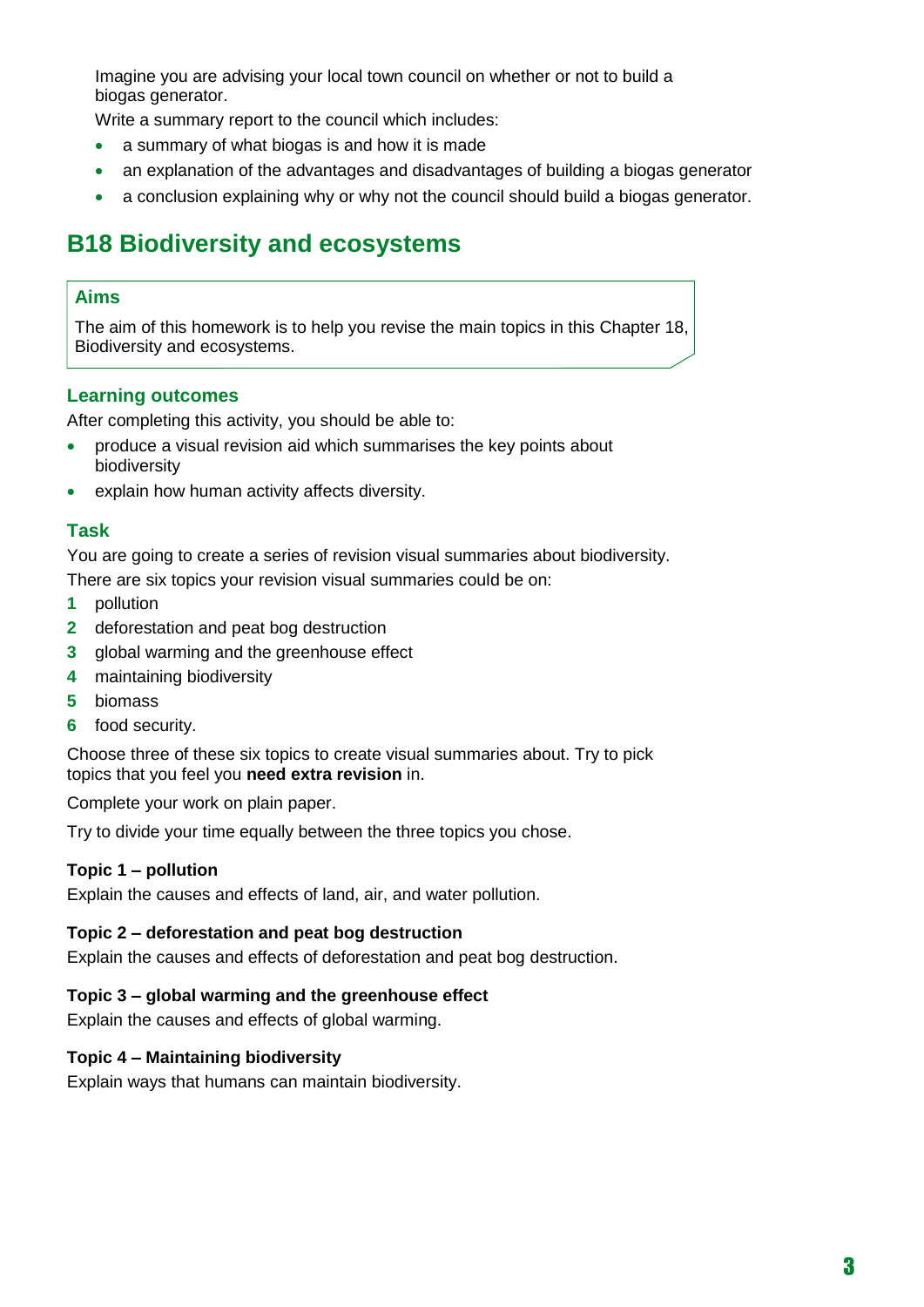Imagine you are advising your local town council on whether or not to build a biogas generator.

Write a summary report to the council which includes:

- a summary of what biogas is and how it is made
- an explanation of the advantages and disadvantages of building a biogas generator
- a conclusion explaining why or why not the council should build a biogas generator.

# B18 Biodiversity and ecosystems

## Aims

The aim of this homework is to help you revise the main topics in this Chapter 18, Biodiversity and ecosystems.

## Learning outcomes

After completing this activity, you should be able to:

- produce a visual revision aid which summarises the key points about biodiversity
- explain how human activity affects diversity.

## Task

You are going to create a series of revision visual summaries about biodiversity.

There are six topics your revision visual summaries could be on:

1. pollution
2. deforestation and peat bog destruction
3. global warming and the greenhouse effect
4. maintaining biodiversity
5. biomass
6. food security.

Choose three of these six topics to create visual summaries about. Try to pick topics that you feel you **need extra revision** in.

Complete your work on plain paper.

Try to divide your time equally between the three topics you chose.

**Topic 1 – pollution**

Explain the causes and effects of land, air, and water pollution.

**Topic 2 – deforestation and peat bog destruction**

Explain the causes and effects of deforestation and peat bog destruction.

**Topic 3 – global warming and the greenhouse effect**

Explain the causes and effects of global warming.

**Topic 4 – Maintaining biodiversity**

Explain ways that humans can maintain biodiversity.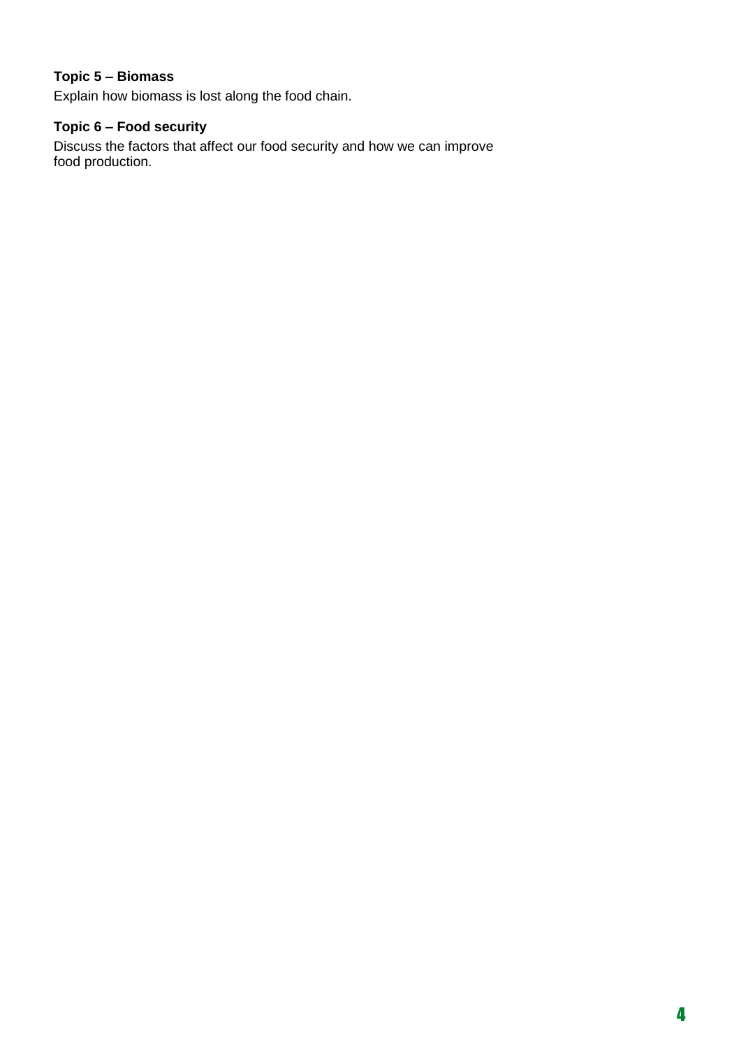**Topic 5 – Biomass**

Explain how biomass is lost along the food chain.

**Topic 6 – Food security**

Discuss the factors that affect our food security and how we can improve food production.